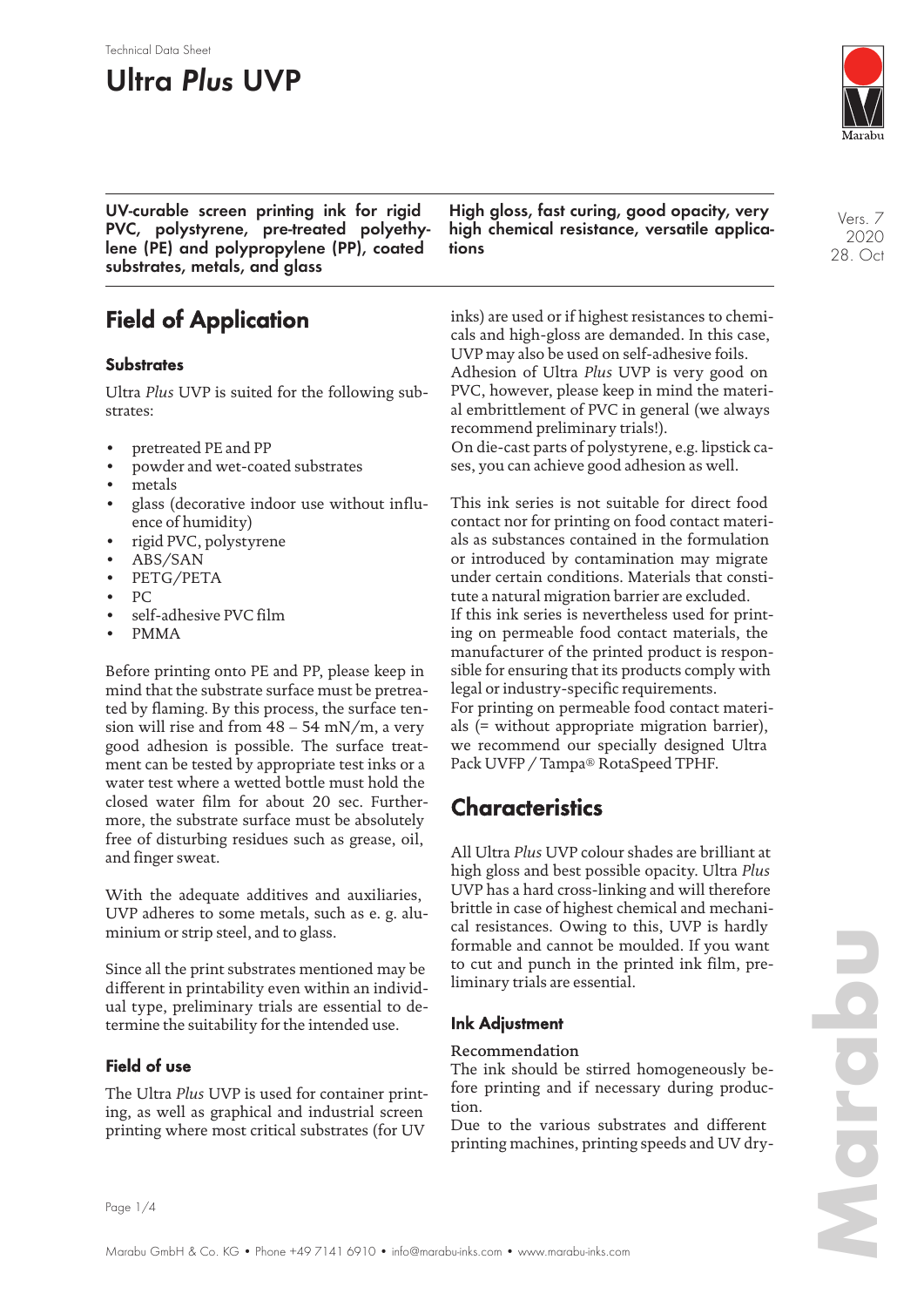Technical Data Sheet

# Ultra *Plus* UVP

**UV-curable screen printing ink for rigid PVC, polystyrene, pre-treated polyethylene (PE) and polypropylene (PP), coated substrates, metals, and glass**

**High gloss, fast curing, good opacity, very high chemical resistance, versatile applications**

Vers. 7
2020
28. Oct

## Field of Application

### Substrates

Ultra *Plus* UVP is suited for the following substrates:

- pretreated PE and PP
- powder and wet-coated substrates
- metals
- glass (decorative indoor use without influence of humidity)
- rigid PVC, polystyrene
- ABS/SAN
- PETG/PETA
- PC
- self-adhesive PVC film
- PMMA

Before printing onto PE and PP, please keep in mind that the substrate surface must be pretreated by flaming. By this process, the surface tension will rise and from 48 – 54 mN/m, a very good adhesion is possible. The surface treatment can be tested by appropriate test inks or a water test where a wetted bottle must hold the closed water film for about 20 sec. Furthermore, the substrate surface must be absolutely free of disturbing residues such as grease, oil, and finger sweat.

With the adequate additives and auxiliaries, UVP adheres to some metals, such as e. g. aluminium or strip steel, and to glass.

Since all the print substrates mentioned may be different in printability even within an individual type, preliminary trials are essential to determine the suitability for the intended use.

### Field of use

The Ultra *Plus* UVP is used for container printing, as well as graphical and industrial screen printing where most critical substrates (for UV inks) are used or if highest resistances to chemicals and high-gloss are demanded. In this case, UVP may also be used on self-adhesive foils.
Adhesion of Ultra *Plus* UVP is very good on PVC, however, please keep in mind the material embrittlement of PVC in general (we always recommend preliminary trials!).
On die-cast parts of polystyrene, e.g. lipstick cases, you can achieve good adhesion as well.

This ink series is not suitable for direct food contact nor for printing on food contact materials as substances contained in the formulation or introduced by contamination may migrate under certain conditions. Materials that constitute a natural migration barrier are excluded.
If this ink series is nevertheless used for printing on permeable food contact materials, the manufacturer of the printed product is responsible for ensuring that its products comply with legal or industry-specific requirements.
For printing on permeable food contact materials (= without appropriate migration barrier), we recommend our specially designed Ultra Pack UVFP / Tampa® RotaSpeed TPHF.

## Characteristics

All Ultra *Plus* UVP colour shades are brilliant at high gloss and best possible opacity. Ultra *Plus* UVP has a hard cross-linking and will therefore brittle in case of highest chemical and mechanical resistances. Owing to this, UVP is hardly formable and cannot be moulded. If you want to cut and punch in the printed ink film, preliminary trials are essential.

### Ink Adjustment

Recommendation
The ink should be stirred homogeneously before printing and if necessary during production.
Due to the various substrates and different printing machines, printing speeds and UV dry-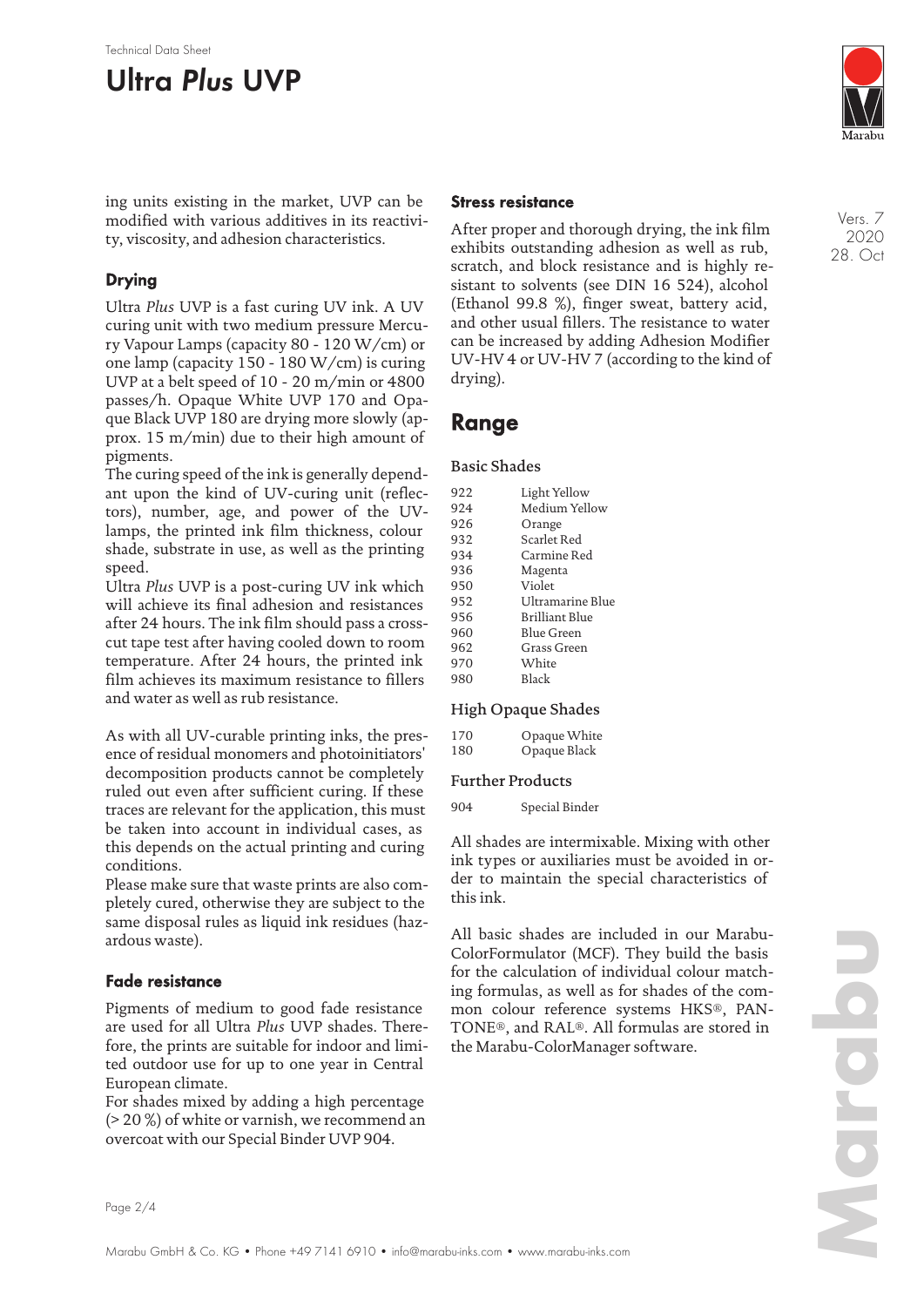ing units existing in the market, UVP can be modified with various additives in its reactivity, viscosity, and adhesion characteristics.

## Drying

Ultra *Plus* UVP is a fast curing UV ink. A UV curing unit with two medium pressure Mercury Vapour Lamps (capacity 80 - 120 W/cm) or one lamp (capacity 150 - 180 W/cm) is curing UVP at a belt speed of 10 - 20 m/min or 4800 passes/h. Opaque White UVP 170 and Opaque Black UVP 180 are drying more slowly (approx. 15 m/min) due to their high amount of pigments.

The curing speed of the ink is generally dependant upon the kind of UV-curing unit (reflectors), number, age, and power of the UV-lamps, the printed ink film thickness, colour shade, substrate in use, as well as the printing speed.

Ultra *Plus* UVP is a post-curing UV ink which will achieve its final adhesion and resistances after 24 hours. The ink film should pass a crosscut tape test after having cooled down to room temperature. After 24 hours, the printed ink film achieves its maximum resistance to fillers and water as well as rub resistance.

As with all UV-curable printing inks, the presence of residual monomers and photoinitiators' decomposition products cannot be completely ruled out even after sufficient curing. If these traces are relevant for the application, this must be taken into account in individual cases, as this depends on the actual printing and curing conditions.

Please make sure that waste prints are also completely cured, otherwise they are subject to the same disposal rules as liquid ink residues (hazardous waste).

## Fade resistance

Pigments of medium to good fade resistance are used for all Ultra *Plus* UVP shades. Therefore, the prints are suitable for indoor and limited outdoor use for up to one year in Central European climate.

For shades mixed by adding a high percentage (> 20 %) of white or varnish, we recommend an overcoat with our Special Binder UVP 904.

## Stress resistance

After proper and thorough drying, the ink film exhibits outstanding adhesion as well as rub, scratch, and block resistance and is highly resistant to solvents (see DIN 16 524), alcohol (Ethanol 99.8 %), finger sweat, battery acid, and other usual fillers. The resistance to water can be increased by adding Adhesion Modifier UV-HV 4 or UV-HV 7 (according to the kind of drying).

# Range

### Basic Shades

| | |
|---|---|
| 922 | Light Yellow |
| 924 | Medium Yellow |
| 926 | Orange |
| 932 | Scarlet Red |
| 934 | Carmine Red |
| 936 | Magenta |
| 950 | Violet |
| 952 | Ultramarine Blue |
| 956 | Brilliant Blue |
| 960 | Blue Green |
| 962 | Grass Green |
| 970 | White |
| 980 | Black |

### High Opaque Shades

| | |
|---|---|
| 170 | Opaque White |
| 180 | Opaque Black |

### Further Products

| | |
|---|---|
| 904 | Special Binder |

All shades are intermixable. Mixing with other ink types or auxiliaries must be avoided in order to maintain the special characteristics of this ink.

All basic shades are included in our Marabu-ColorFormulator (MCF). They build the basis for the calculation of individual colour matching formulas, as well as for shades of the common colour reference systems HKS®, PANTONE®, and RAL®. All formulas are stored in the Marabu-ColorManager software.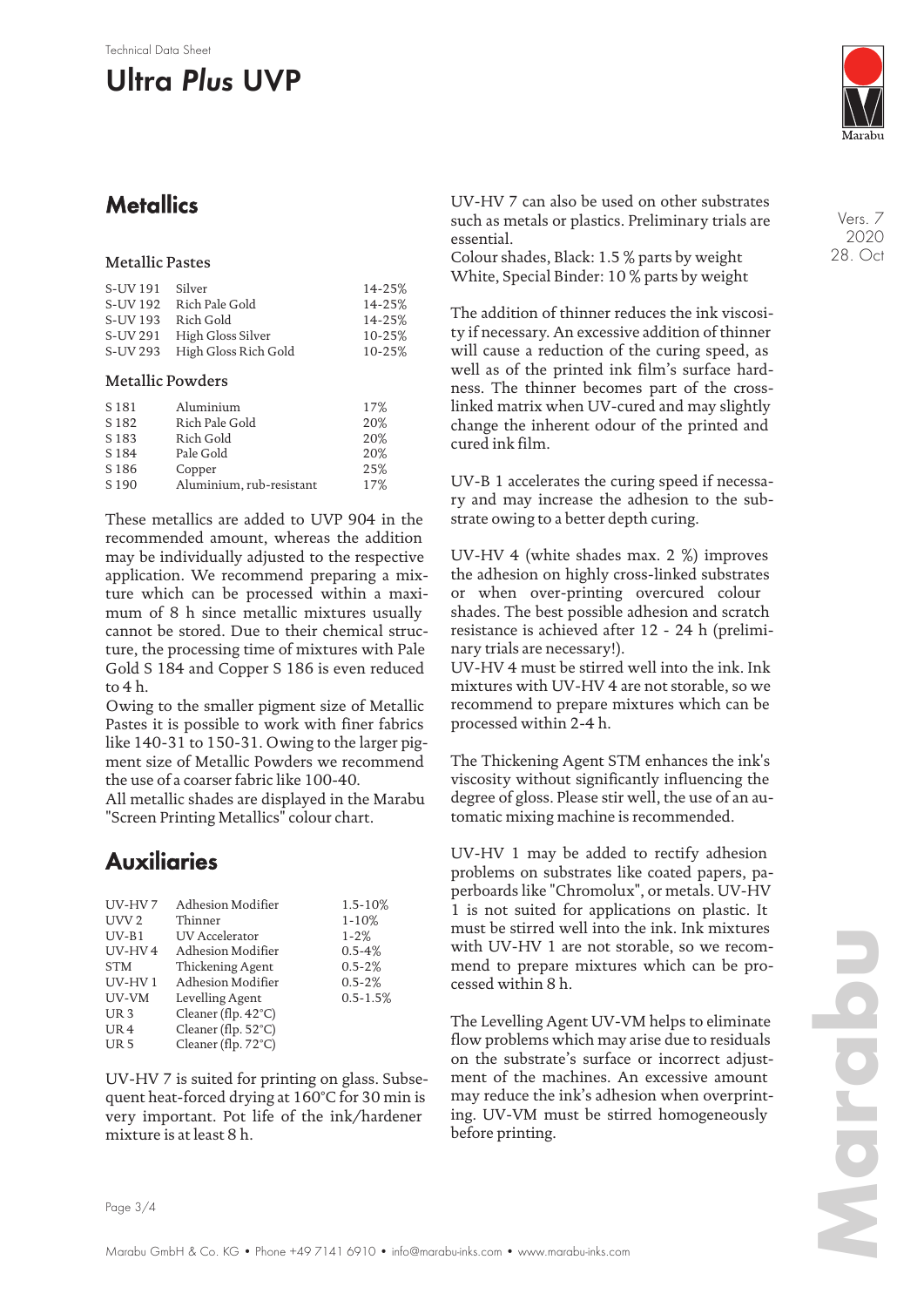## Metallics

### Metallic Pastes

| | | |
|---|---|---|
| S-UV 191 | Silver | 14-25% |
| S-UV 192 | Rich Pale Gold | 14-25% |
| S-UV 193 | Rich Gold | 14-25% |
| S-UV 291 | High Gloss Silver | 10-25% |
| S-UV 293 | High Gloss Rich Gold | 10-25% |

### Metallic Powders

| | | |
|---|---|---|
| S 181 | Aluminium | 17% |
| S 182 | Rich Pale Gold | 20% |
| S 183 | Rich Gold | 20% |
| S 184 | Pale Gold | 20% |
| S 186 | Copper | 25% |
| S 190 | Aluminium, rub-resistant | 17% |

These metallics are added to UVP 904 in the recommended amount, whereas the addition may be individually adjusted to the respective application. We recommend preparing a mixture which can be processed within a maximum of 8 h since metallic mixtures usually cannot be stored. Due to their chemical structure, the processing time of mixtures with Pale Gold S 184 and Copper S 186 is even reduced to 4 h.

Owing to the smaller pigment size of Metallic Pastes it is possible to work with finer fabrics like 140-31 to 150-31. Owing to the larger pigment size of Metallic Powders we recommend the use of a coarser fabric like 100-40.

All metallic shades are displayed in the Marabu "Screen Printing Metallics" colour chart.

## Auxiliaries

| | | |
|---|---|---|
| UV-HV 7 | Adhesion Modifier | 1.5-10% |
| UVV 2 | Thinner | 1-10% |
| UV-B1 | UV Accelerator | 1-2% |
| UV-HV 4 | Adhesion Modifier | 0.5-4% |
| STM | Thickening Agent | 0.5-2% |
| UV-HV 1 | Adhesion Modifier | 0.5-2% |
| UV-VM | Levelling Agent | 0.5-1.5% |
| UR 3 | Cleaner (flp. 42°C) | |
| UR 4 | Cleaner (flp. 52°C) | |
| UR 5 | Cleaner (flp. 72°C) | |

UV-HV 7 is suited for printing on glass. Subsequent heat-forced drying at 160°C for 30 min is very important. Pot life of the ink/hardener mixture is at least 8 h.

UV-HV 7 can also be used on other substrates such as metals or plastics. Preliminary trials are essential.

Colour shades, Black: 1.5 % parts by weight

White, Special Binder: 10 % parts by weight

The addition of thinner reduces the ink viscosity if necessary. An excessive addition of thinner will cause a reduction of the curing speed, as well as of the printed ink film's surface hardness. The thinner becomes part of the cross-linked matrix when UV-cured and may slightly change the inherent odour of the printed and cured ink film.

UV-B 1 accelerates the curing speed if necessary and may increase the adhesion to the substrate owing to a better depth curing.

UV-HV 4 (white shades max. 2 %) improves the adhesion on highly cross-linked substrates or when over-printing overcured colour shades. The best possible adhesion and scratch resistance is achieved after 12 - 24 h (preliminary trials are necessary!).

UV-HV 4 must be stirred well into the ink. Ink mixtures with UV-HV 4 are not storable, so we recommend to prepare mixtures which can be processed within 2-4 h.

The Thickening Agent STM enhances the ink's viscosity without significantly influencing the degree of gloss. Please stir well, the use of an automatic mixing machine is recommended.

UV-HV 1 may be added to rectify adhesion problems on substrates like coated papers, paperboards like "Chromolux", or metals. UV-HV 1 is not suited for applications on plastic. It must be stirred well into the ink. Ink mixtures with UV-HV 1 are not storable, so we recommend to prepare mixtures which can be processed within 8 h.

The Levelling Agent UV-VM helps to eliminate flow problems which may arise due to residuals on the substrate's surface or incorrect adjustment of the machines. An excessive amount may reduce the ink's adhesion when overprinting. UV-VM must be stirred homogeneously before printing.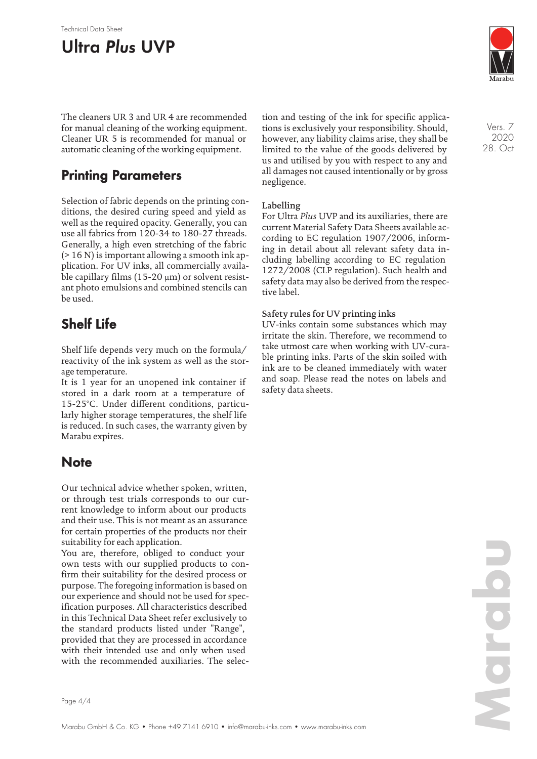The cleaners UR 3 and UR 4 are recommended for manual cleaning of the working equipment. Cleaner UR 5 is recommended for manual or automatic cleaning of the working equipment.

## Printing Parameters

Selection of fabric depends on the printing conditions, the desired curing speed and yield as well as the required opacity. Generally, you can use all fabrics from 120-34 to 180-27 threads. Generally, a high even stretching of the fabric (> 16 N) is important allowing a smooth ink application. For UV inks, all commercially available capillary films (15-20 µm) or solvent resistant photo emulsions and combined stencils can be used.

## Shelf Life

Shelf life depends very much on the formula/ reactivity of the ink system as well as the storage temperature.
It is 1 year for an unopened ink container if stored in a dark room at a temperature of 15-25°C. Under different conditions, particularly higher storage temperatures, the shelf life is reduced. In such cases, the warranty given by Marabu expires.

## Note

Our technical advice whether spoken, written, or through test trials corresponds to our current knowledge to inform about our products and their use. This is not meant as an assurance for certain properties of the products nor their suitability for each application.
You are, therefore, obliged to conduct your own tests with our supplied products to confirm their suitability for the desired process or purpose. The foregoing information is based on our experience and should not be used for specification purposes. All characteristics described in this Technical Data Sheet refer exclusively to the standard products listed under "Range", provided that they are processed in accordance with their intended use and only when used with the recommended auxiliaries. The selection and testing of the ink for specific applications is exclusively your responsibility. Should, however, any liability claims arise, they shall be limited to the value of the goods delivered by us and utilised by you with respect to any and all damages not caused intentionally or by gross negligence.

### Labelling

For Ultra *Plus* UVP and its auxiliaries, there are current Material Safety Data Sheets available according to EC regulation 1907/2006, informing in detail about all relevant safety data including labelling according to EC regulation 1272/2008 (CLP regulation). Such health and safety data may also be derived from the respective label.

### Safety rules for UV printing inks

UV-inks contain some substances which may irritate the skin. Therefore, we recommend to take utmost care when working with UV-curable printing inks. Parts of the skin soiled with ink are to be cleaned immediately with water and soap. Please read the notes on labels and safety data sheets.